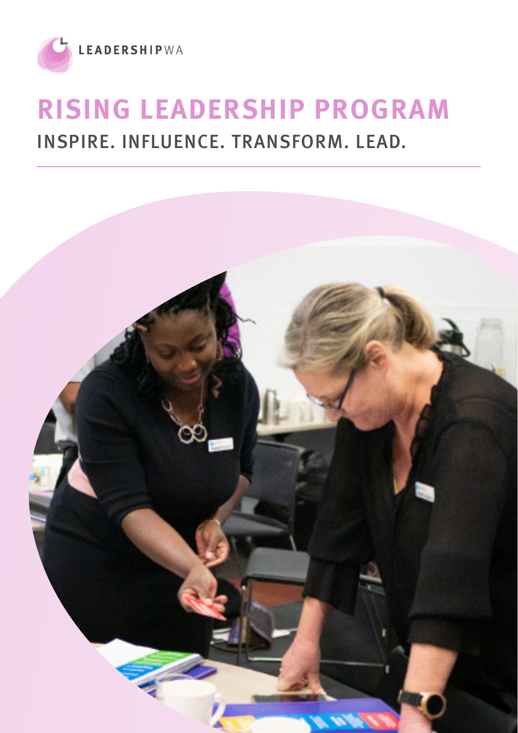LEADERSHIPWA

# RISING LEADERSHIP PROGRAM

## INSPIRE. INFLUENCE. TRANSFORM. LEAD.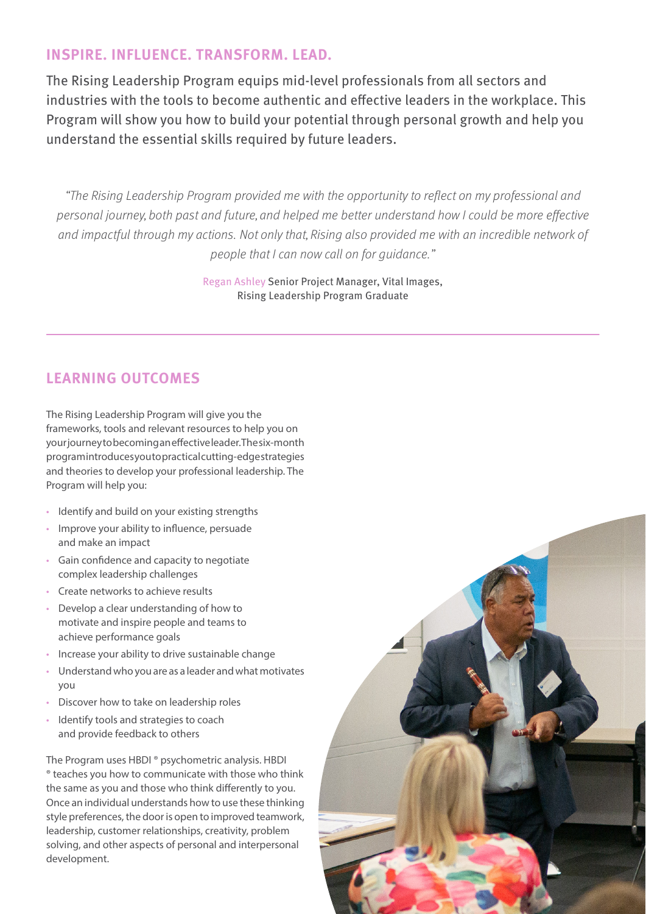## INSPIRE. INFLUENCE. TRANSFORM. LEAD.

The Rising Leadership Program equips mid-level professionals from all sectors and industries with the tools to become authentic and effective leaders in the workplace. This Program will show you how to build your potential through personal growth and help you understand the essential skills required by future leaders.

*"The Rising Leadership Program provided me with the opportunity to reflect on my professional and personal journey, both past and future, and helped me better understand how I could be more effective and impactful through my actions. Not only that, Rising also provided me with an incredible network of people that I can now call on for guidance."*

Regan Ashley Senior Project Manager, Vital Images, Rising Leadership Program Graduate

---

## LEARNING OUTCOMES

The Rising Leadership Program will give you the frameworks, tools and relevant resources to help you on your journey to becoming an effective leader. The six-month program introduces you to practical cutting-edge strategies and theories to develop your professional leadership. The Program will help you:

- Identify and build on your existing strengths
- Improve your ability to influence, persuade and make an impact
- Gain confidence and capacity to negotiate complex leadership challenges
- Create networks to achieve results
- Develop a clear understanding of how to motivate and inspire people and teams to achieve performance goals
- Increase your ability to drive sustainable change
- Understand who you are as a leader and what motivates you
- Discover how to take on leadership roles
- Identify tools and strategies to coach and provide feedback to others

The Program uses HBDI ® psychometric analysis. HBDI ® teaches you how to communicate with those who think the same as you and those who think differently to you. Once an individual understands how to use these thinking style preferences, the door is open to improved teamwork, leadership, customer relationships, creativity, problem solving, and other aspects of personal and interpersonal development.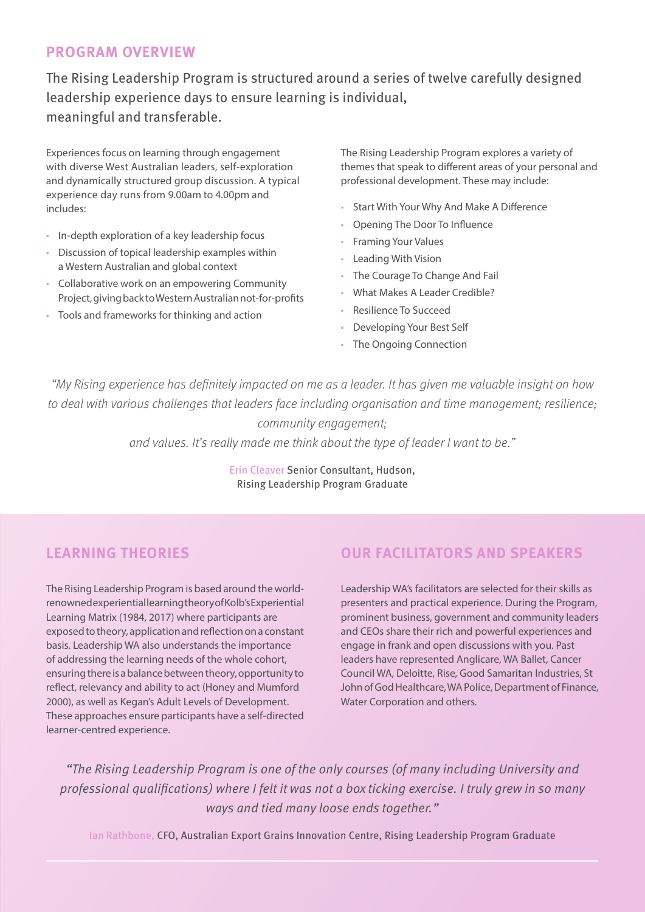## PROGRAM OVERVIEW

The Rising Leadership Program is structured around a series of twelve carefully designed leadership experience days to ensure learning is individual, meaningful and transferable.

Experiences focus on learning through engagement with diverse West Australian leaders, self-exploration and dynamically structured group discussion. A typical experience day runs from 9.00am to 4.00pm and includes:

- In-depth exploration of a key leadership focus
- Discussion of topical leadership examples within a Western Australian and global context
- Collaborative work on an empowering Community Project, giving back to Western Australian not-for-profits
- Tools and frameworks for thinking and action

The Rising Leadership Program explores a variety of themes that speak to different areas of your personal and professional development. These may include:

- Start With Your Why And Make A Difference
- Opening The Door To Influence
- Framing Your Values
- Leading With Vision
- The Courage To Change And Fail
- What Makes A Leader Credible?
- Resilience To Succeed
- Developing Your Best Self
- The Ongoing Connection

*"My Rising experience has definitely impacted on me as a leader. It has given me valuable insight on how to deal with various challenges that leaders face including organisation and time management; resilience; community engagement; and values. It's really made me think about the type of leader I want to be."*

Erin Cleaver Senior Consultant, Hudson, Rising Leadership Program Graduate

## LEARNING THEORIES

The Rising Leadership Program is based around the world-renowned experiential learning theory of Kolb's Experiential Learning Matrix (1984, 2017) where participants are exposed to theory, application and reflection on a constant basis. Leadership WA also understands the importance of addressing the learning needs of the whole cohort, ensuring there is a balance between theory, opportunity to reflect, relevancy and ability to act (Honey and Mumford 2000), as well as Kegan's Adult Levels of Development. These approaches ensure participants have a self-directed learner-centred experience.

## OUR FACILITATORS AND SPEAKERS

Leadership WA's facilitators are selected for their skills as presenters and practical experience. During the Program, prominent business, government and community leaders and CEOs share their rich and powerful experiences and engage in frank and open discussions with you. Past leaders have represented Anglicare, WA Ballet, Cancer Council WA, Deloitte, Rise, Good Samaritan Industries, St John of God Healthcare, WA Police, Department of Finance, Water Corporation and others.

*"The Rising Leadership Program is one of the only courses (of many including University and professional qualifications) where I felt it was not a box ticking exercise. I truly grew in so many ways and tied many loose ends together."*

Ian Rathbone, CFO, Australian Export Grains Innovation Centre, Rising Leadership Program Graduate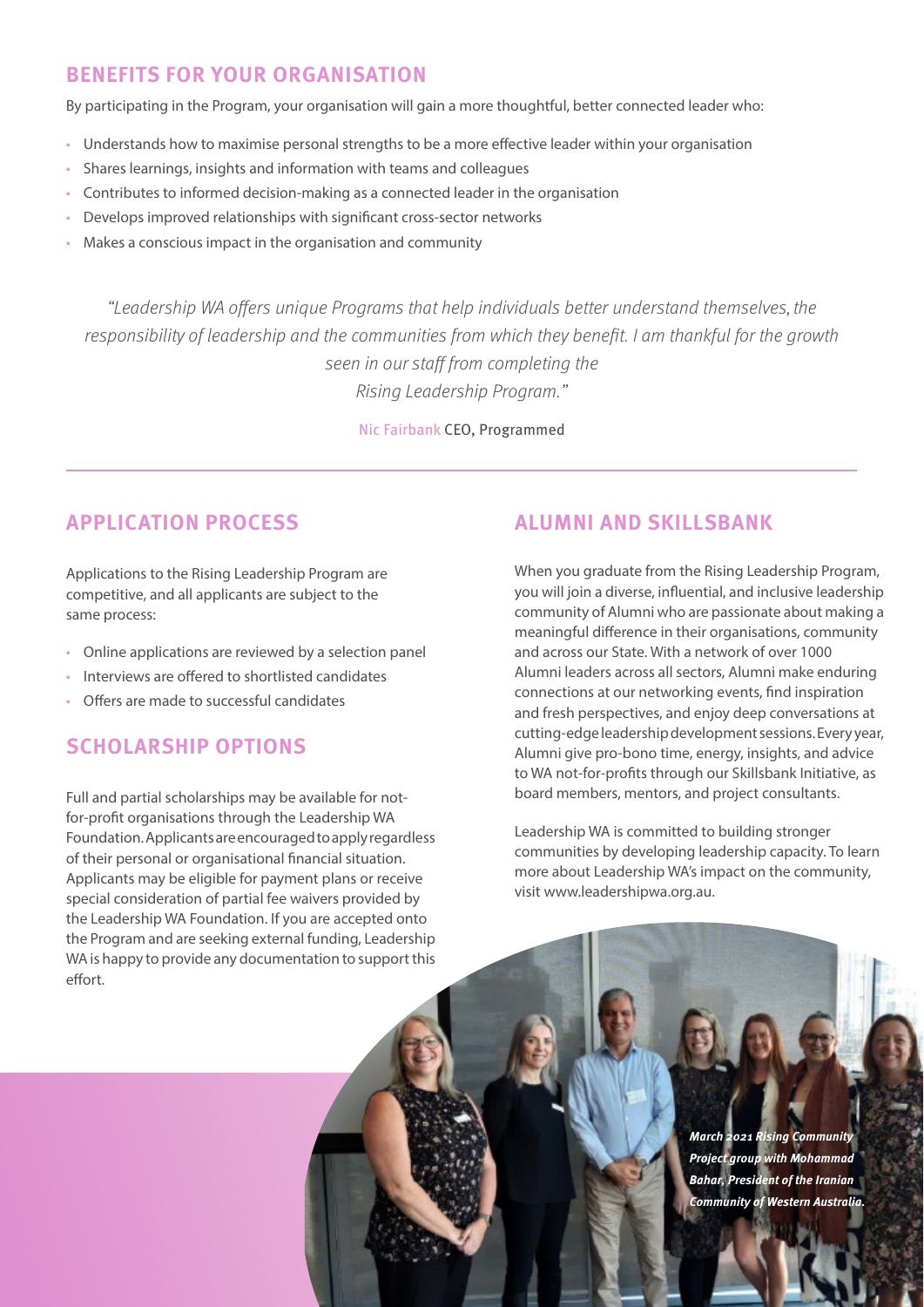## BENEFITS FOR YOUR ORGANISATION

By participating in the Program, your organisation will gain a more thoughtful, better connected leader who:

- Understands how to maximise personal strengths to be a more effective leader within your organisation
- Shares learnings, insights and information with teams and colleagues
- Contributes to informed decision-making as a connected leader in the organisation
- Develops improved relationships with significant cross-sector networks
- Makes a conscious impact in the organisation and community

*"Leadership WA offers unique Programs that help individuals better understand themselves, the responsibility of leadership and the communities from which they benefit. I am thankful for the growth seen in our staff from completing the Rising Leadership Program."*

Nic Fairbank CEO, Programmed

## APPLICATION PROCESS

Applications to the Rising Leadership Program are competitive, and all applicants are subject to the same process:

- Online applications are reviewed by a selection panel
- Interviews are offered to shortlisted candidates
- Offers are made to successful candidates

## SCHOLARSHIP OPTIONS

Full and partial scholarships may be available for not-for-profit organisations through the Leadership WA Foundation. Applicants are encouraged to apply regardless of their personal or organisational financial situation. Applicants may be eligible for payment plans or receive special consideration of partial fee waivers provided by the Leadership WA Foundation. If you are accepted onto the Program and are seeking external funding, Leadership WA is happy to provide any documentation to support this effort.

## ALUMNI AND SKILLSBANK

When you graduate from the Rising Leadership Program, you will join a diverse, influential, and inclusive leadership community of Alumni who are passionate about making a meaningful difference in their organisations, community and across our State. With a network of over 1000 Alumni leaders across all sectors, Alumni make enduring connections at our networking events, find inspiration and fresh perspectives, and enjoy deep conversations at cutting-edge leadership development sessions. Every year, Alumni give pro-bono time, energy, insights, and advice to WA not-for-profits through our Skillsbank Initiative, as board members, mentors, and project consultants.

Leadership WA is committed to building stronger communities by developing leadership capacity. To learn more about Leadership WA's impact on the community, visit www.leadershipwa.org.au.

***March 2021 Rising Community Project group with Mohammad Bahar, President of the Iranian Community of Western Australia.***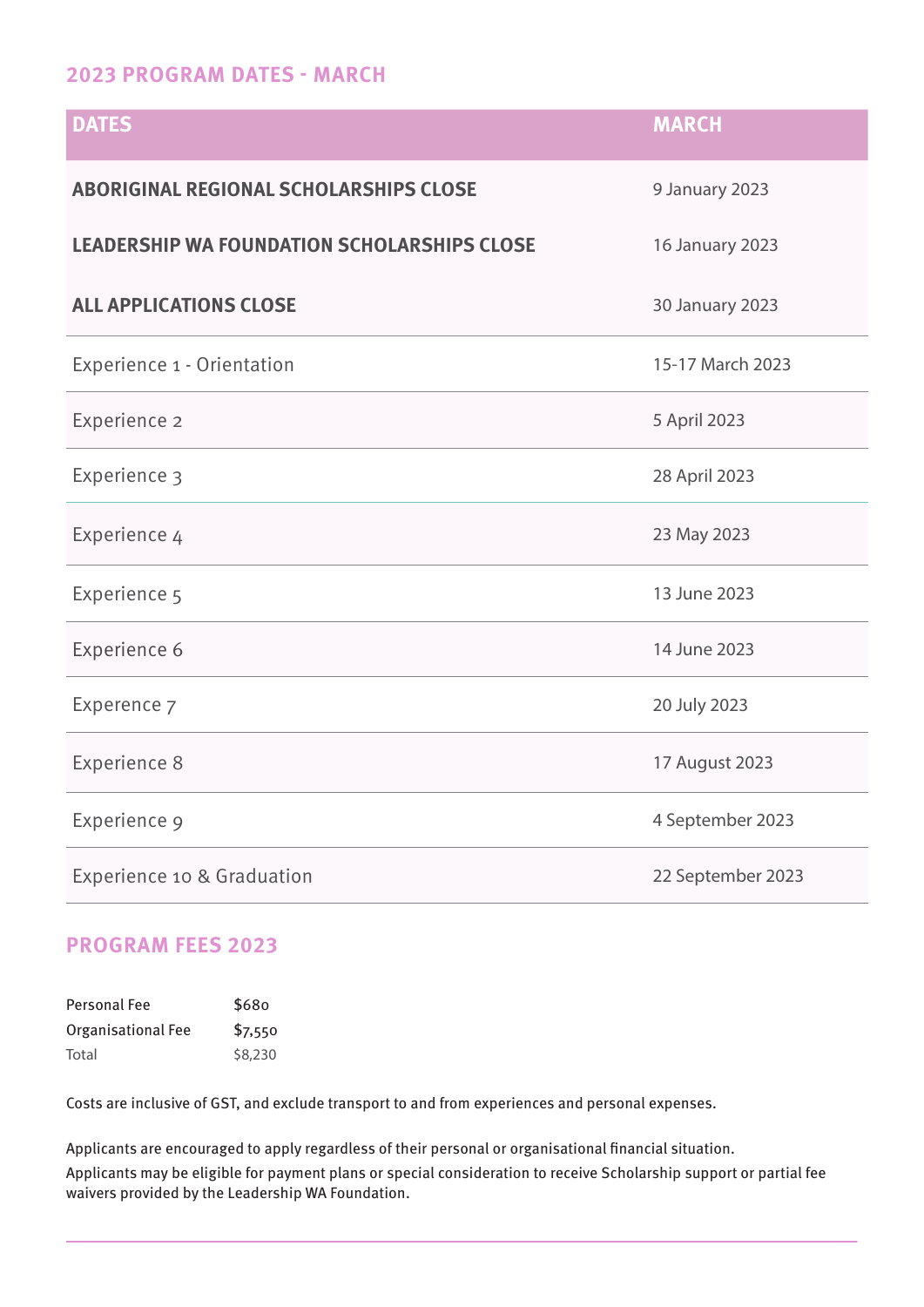## 2023 PROGRAM DATES - MARCH

| DATES | MARCH |
| --- | --- |
| **ABORIGINAL REGIONAL SCHOLARSHIPS CLOSE** | 9 January 2023 |
| **LEADERSHIP WA FOUNDATION SCHOLARSHIPS CLOSE** | 16 January 2023 |
| **ALL APPLICATIONS CLOSE** | 30 January 2023 |
| Experience 1 - Orientation | 15-17 March 2023 |
| Experience 2 | 5 April 2023 |
| Experience 3 | 28 April 2023 |
| Experience 4 | 23 May 2023 |
| Experience 5 | 13 June 2023 |
| Experience 6 | 14 June 2023 |
| Experence 7 | 20 July 2023 |
| Experience 8 | 17 August 2023 |
| Experience 9 | 4 September 2023 |
| Experience 10 & Graduation | 22 September 2023 |

## PROGRAM FEES 2023

| | |
| --- | --- |
| Personal Fee | $680 |
| Organisational Fee | $7,550 |
| Total | $8,230 |

Costs are inclusive of GST, and exclude transport to and from experiences and personal expenses.

Applicants are encouraged to apply regardless of their personal or organisational financial situation. Applicants may be eligible for payment plans or special consideration to receive Scholarship support or partial fee waivers provided by the Leadership WA Foundation.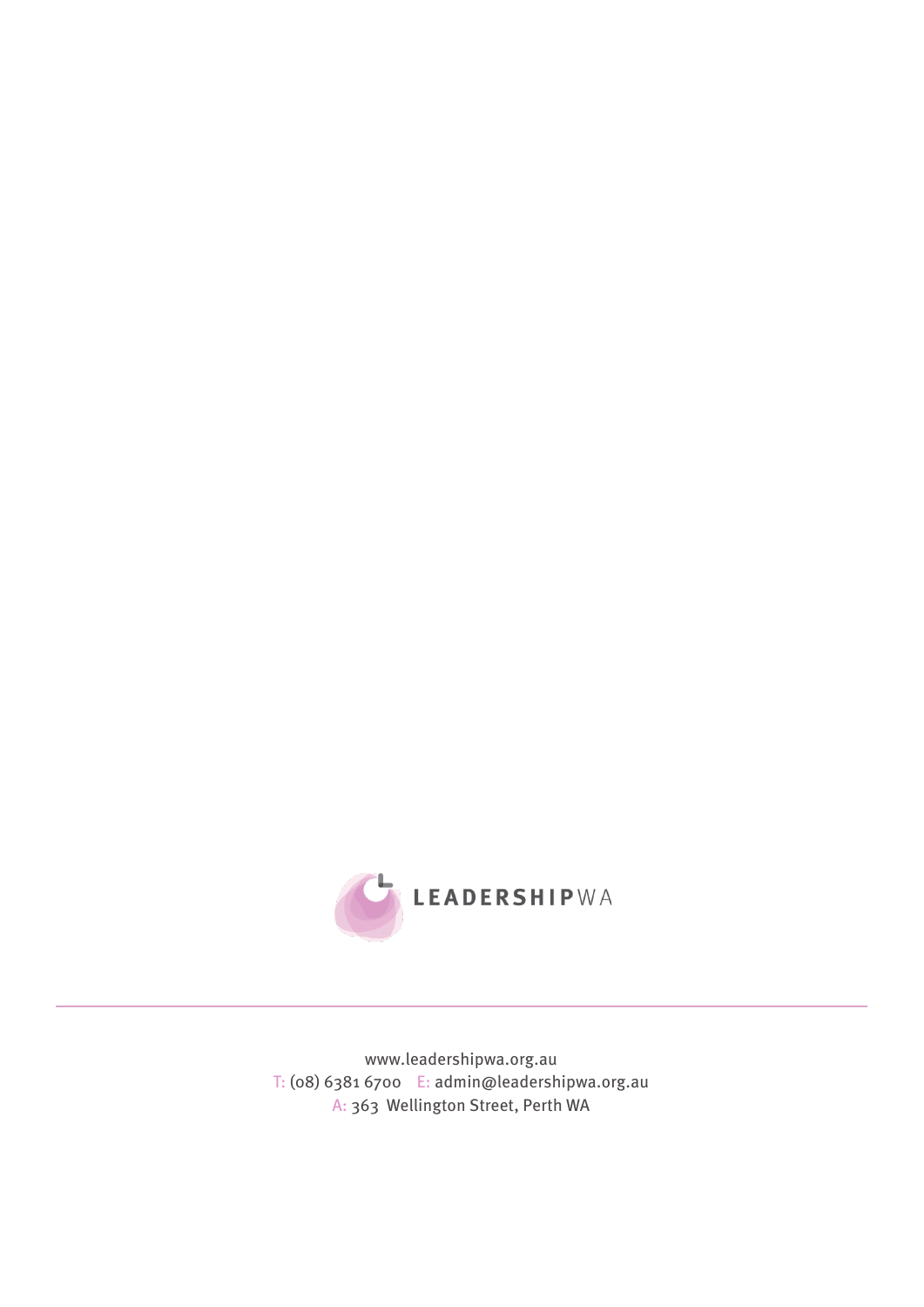LEADERSHIPWA

www.leadershipwa.org.au

T: (08) 6381 6700 E: admin@leadershipwa.org.au

A: 363 Wellington Street, Perth WA